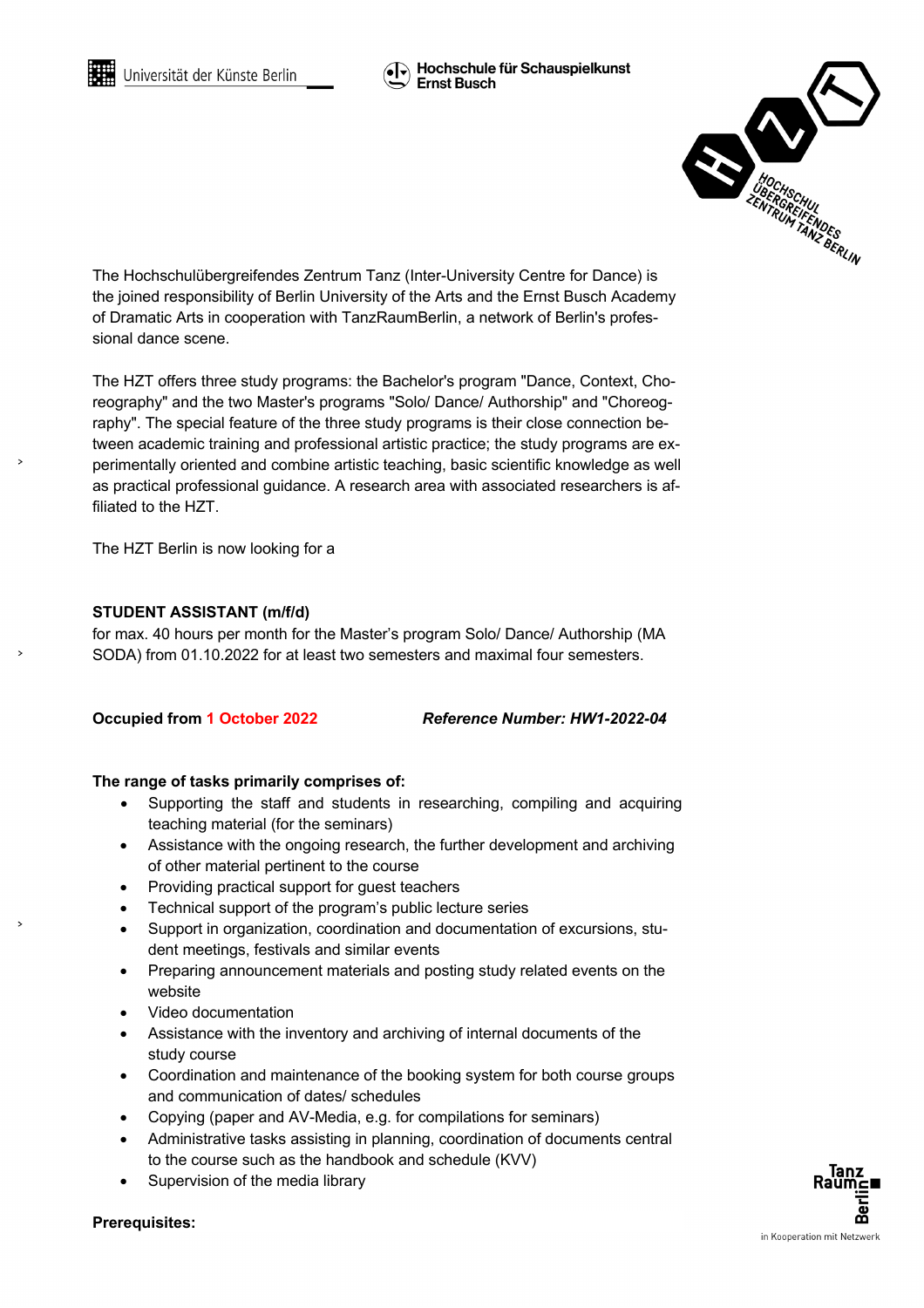Universität der Künste Berlin

Hochschule für Schauspielkunst Ernst Busch

The Hochschulübergreifendes Zentrum Tanz (Inter-University Centre for Dance) is the joined responsibility of Berlin University of the Arts and the Ernst Busch Academy of Dramatic Arts in cooperation with TanzRaumBerlin, a network of Berlin's professional dance scene.

The HZT offers three study programs: the Bachelor's program "Dance, Context, Choreography" and the two Master's programs "Solo/ Dance/ Authorship" and "Choreography". The special feature of the three study programs is their close connection between academic training and professional artistic practice; the study programs are experimentally oriented and combine artistic teaching, basic scientific knowledge as well as practical professional guidance. A research area with associated researchers is affiliated to the HZT.

The HZT Berlin is now looking for a

**STUDENT ASSISTANT (m/f/d)**
for max. 40 hours per month for the Master's program Solo/ Dance/ Authorship (MA SODA) from 01.10.2022 for at least two semesters and maximal four semesters.

**Occupied from 1 October 2022** ***Reference Number: HW1-2022-04***

**The range of tasks primarily comprises of:**

- Supporting the staff and students in researching, compiling and acquiring teaching material (for the seminars)
- Assistance with the ongoing research, the further development and archiving of other material pertinent to the course
- Providing practical support for guest teachers
- Technical support of the program's public lecture series
- Support in organization, coordination and documentation of excursions, student meetings, festivals and similar events
- Preparing announcement materials and posting study related events on the website
- Video documentation
- Assistance with the inventory and archiving of internal documents of the study course
- Coordination and maintenance of the booking system for both course groups and communication of dates/ schedules
- Copying (paper and AV-Media, e.g. for compilations for seminars)
- Administrative tasks assisting in planning, coordination of documents central to the course such as the handbook and schedule (KVV)
- Supervision of the media library

**Prerequisites:**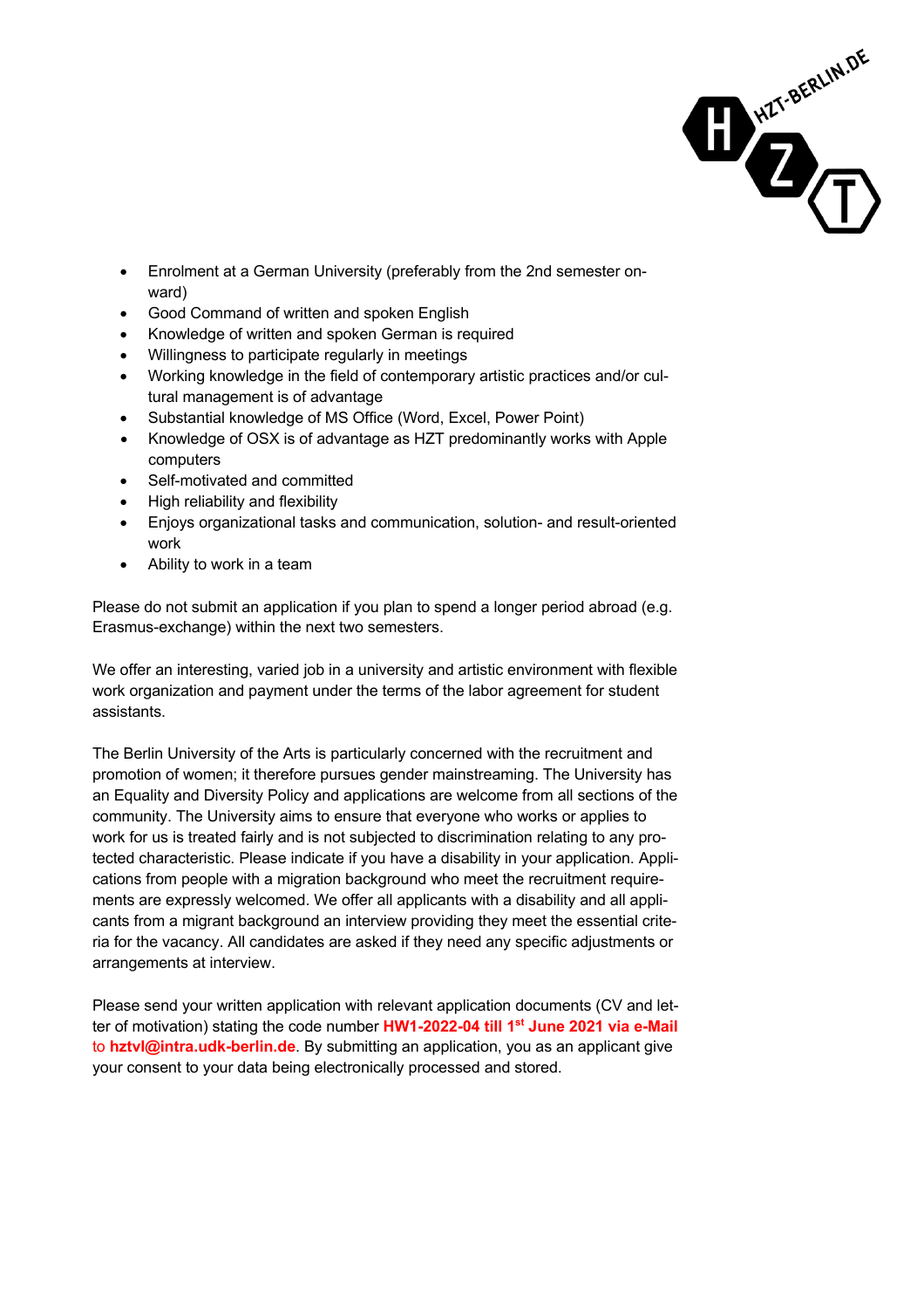- Enrolment at a German University (preferably from the 2nd semester onward)
- Good Command of written and spoken English
- Knowledge of written and spoken German is required
- Willingness to participate regularly in meetings
- Working knowledge in the field of contemporary artistic practices and/or cultural management is of advantage
- Substantial knowledge of MS Office (Word, Excel, Power Point)
- Knowledge of OSX is of advantage as HZT predominantly works with Apple computers
- Self-motivated and committed
- High reliability and flexibility
- Enjoys organizational tasks and communication, solution- and result-oriented work
- Ability to work in a team

Please do not submit an application if you plan to spend a longer period abroad (e.g. Erasmus-exchange) within the next two semesters.

We offer an interesting, varied job in a university and artistic environment with flexible work organization and payment under the terms of the labor agreement for student assistants.

The Berlin University of the Arts is particularly concerned with the recruitment and promotion of women; it therefore pursues gender mainstreaming. The University has an Equality and Diversity Policy and applications are welcome from all sections of the community. The University aims to ensure that everyone who works or applies to work for us is treated fairly and is not subjected to discrimination relating to any protected characteristic. Please indicate if you have a disability in your application. Applications from people with a migration background who meet the recruitment requirements are expressly welcomed. We offer all applicants with a disability and all applicants from a migrant background an interview providing they meet the essential criteria for the vacancy. All candidates are asked if they need any specific adjustments or arrangements at interview.

Please send your written application with relevant application documents (CV and letter of motivation) stating the code number **HW1-2022-04 till 1st June 2021 via e-Mail** to **hztvl@intra.udk-berlin.de**. By submitting an application, you as an applicant give your consent to your data being electronically processed and stored.